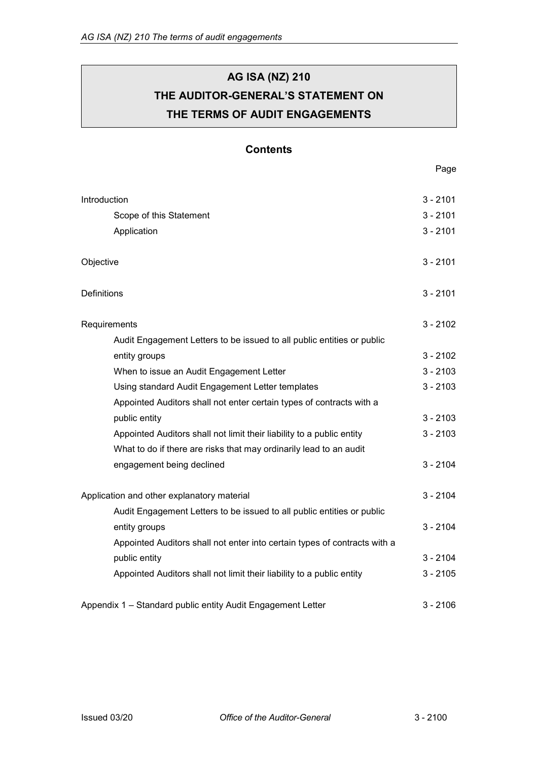# AG ISA (NZ) 210

# THE AUDITOR-GENERAL'S STATEMENT ON THE TERMS OF AUDIT ENGAGEMENTS

## Contents

| | Page |
|---|---|
| Introduction | 3 - 2101 |
| Scope of this Statement | 3 - 2101 |
| Application | 3 - 2101 |
| Objective | 3 - 2101 |
| Definitions | 3 - 2101 |
| Requirements | 3 - 2102 |
| Audit Engagement Letters to be issued to all public entities or public entity groups | 3 - 2102 |
| When to issue an Audit Engagement Letter | 3 - 2103 |
| Using standard Audit Engagement Letter templates | 3 - 2103 |
| Appointed Auditors shall not enter certain types of contracts with a public entity | 3 - 2103 |
| Appointed Auditors shall not limit their liability to a public entity | 3 - 2103 |
| What to do if there are risks that may ordinarily lead to an audit engagement being declined | 3 - 2104 |
| Application and other explanatory material | 3 - 2104 |
| Audit Engagement Letters to be issued to all public entities or public entity groups | 3 - 2104 |
| Appointed Auditors shall not enter into certain types of contracts with a public entity | 3 - 2104 |
| Appointed Auditors shall not limit their liability to a public entity | 3 - 2105 |
| Appendix 1 – Standard public entity Audit Engagement Letter | 3 - 2106 |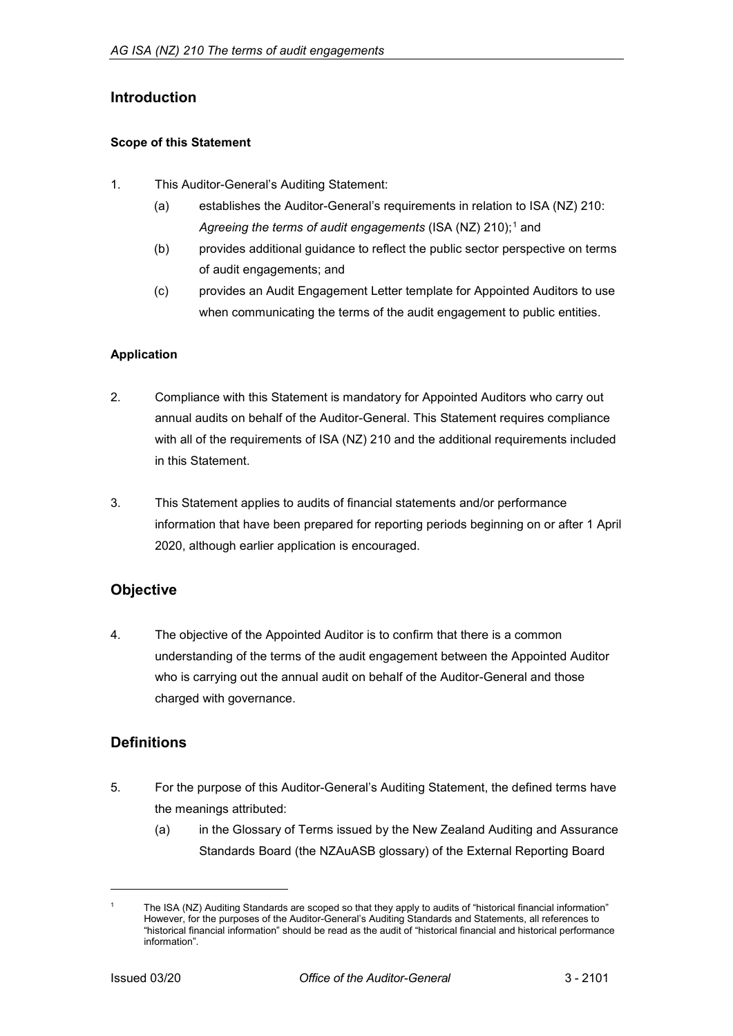## Introduction

### Scope of this Statement

1. This Auditor-General's Auditing Statement:
   (a) establishes the Auditor-General's requirements in relation to ISA (NZ) 210: *Agreeing the terms of audit engagements* (ISA (NZ) 210);[1] and
   (b) provides additional guidance to reflect the public sector perspective on terms of audit engagements; and
   (c) provides an Audit Engagement Letter template for Appointed Auditors to use when communicating the terms of the audit engagement to public entities.

### Application

2. Compliance with this Statement is mandatory for Appointed Auditors who carry out annual audits on behalf of the Auditor-General. This Statement requires compliance with all of the requirements of ISA (NZ) 210 and the additional requirements included in this Statement.

3. This Statement applies to audits of financial statements and/or performance information that have been prepared for reporting periods beginning on or after 1 April 2020, although earlier application is encouraged.

## Objective

4. The objective of the Appointed Auditor is to confirm that there is a common understanding of the terms of the audit engagement between the Appointed Auditor who is carrying out the annual audit on behalf of the Auditor-General and those charged with governance.

## Definitions

5. For the purpose of this Auditor-General's Auditing Statement, the defined terms have the meanings attributed:
   (a) in the Glossary of Terms issued by the New Zealand Auditing and Assurance Standards Board (the NZAuASB glossary) of the External Reporting Board

[1] The ISA (NZ) Auditing Standards are scoped so that they apply to audits of "historical financial information" However, for the purposes of the Auditor-General's Auditing Standards and Statements, all references to "historical financial information" should be read as the audit of "historical financial and historical performance information".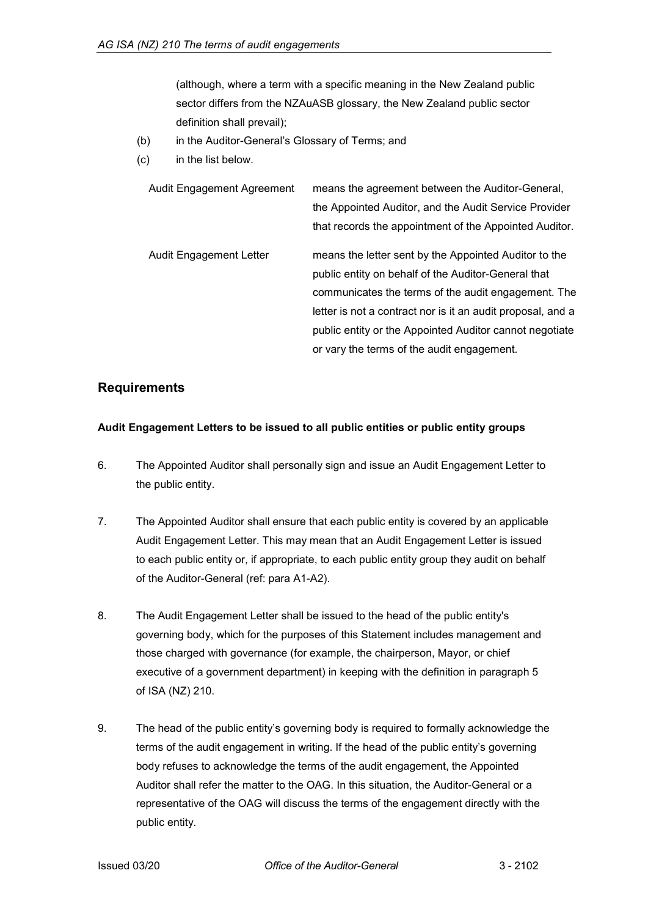(although, where a term with a specific meaning in the New Zealand public sector differs from the NZAuASB glossary, the New Zealand public sector definition shall prevail);

(b) in the Auditor-General's Glossary of Terms; and

(c) in the list below.

| | |
|---|---|
| Audit Engagement Agreement | means the agreement between the Auditor-General, the Appointed Auditor, and the Audit Service Provider that records the appointment of the Appointed Auditor. |
| Audit Engagement Letter | means the letter sent by the Appointed Auditor to the public entity on behalf of the Auditor-General that communicates the terms of the audit engagement. The letter is not a contract nor is it an audit proposal, and a public entity or the Appointed Auditor cannot negotiate or vary the terms of the audit engagement. |

## Requirements

**Audit Engagement Letters to be issued to all public entities or public entity groups**

6. The Appointed Auditor shall personally sign and issue an Audit Engagement Letter to the public entity.

7. The Appointed Auditor shall ensure that each public entity is covered by an applicable Audit Engagement Letter. This may mean that an Audit Engagement Letter is issued to each public entity or, if appropriate, to each public entity group they audit on behalf of the Auditor-General (ref: para A1-A2).

8. The Audit Engagement Letter shall be issued to the head of the public entity's governing body, which for the purposes of this Statement includes management and those charged with governance (for example, the chairperson, Mayor, or chief executive of a government department) in keeping with the definition in paragraph 5 of ISA (NZ) 210.

9. The head of the public entity's governing body is required to formally acknowledge the terms of the audit engagement in writing. If the head of the public entity's governing body refuses to acknowledge the terms of the audit engagement, the Appointed Auditor shall refer the matter to the OAG. In this situation, the Auditor-General or a representative of the OAG will discuss the terms of the engagement directly with the public entity.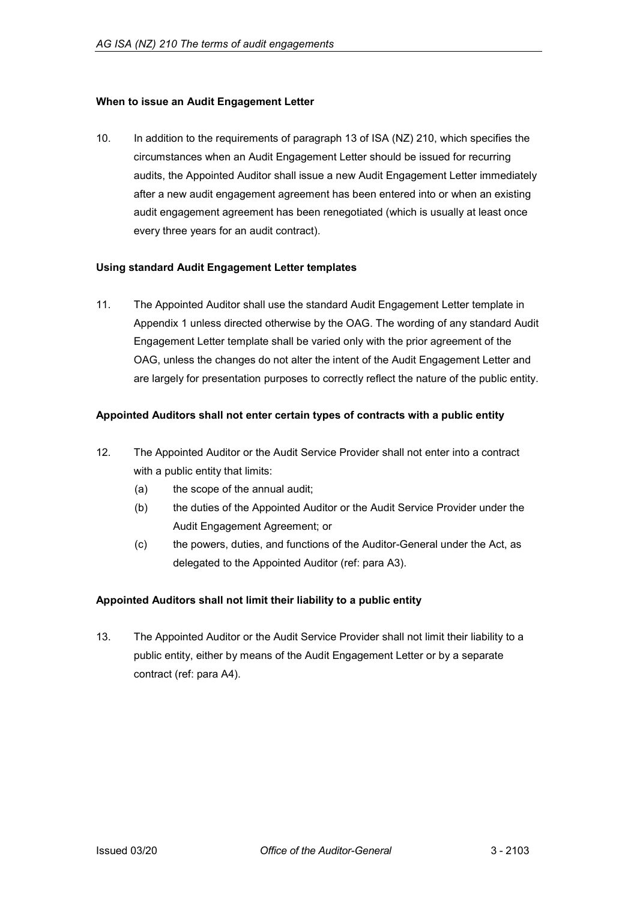**When to issue an Audit Engagement Letter**

10. In addition to the requirements of paragraph 13 of ISA (NZ) 210, which specifies the circumstances when an Audit Engagement Letter should be issued for recurring audits, the Appointed Auditor shall issue a new Audit Engagement Letter immediately after a new audit engagement agreement has been entered into or when an existing audit engagement agreement has been renegotiated (which is usually at least once every three years for an audit contract).

**Using standard Audit Engagement Letter templates**

11. The Appointed Auditor shall use the standard Audit Engagement Letter template in Appendix 1 unless directed otherwise by the OAG. The wording of any standard Audit Engagement Letter template shall be varied only with the prior agreement of the OAG, unless the changes do not alter the intent of the Audit Engagement Letter and are largely for presentation purposes to correctly reflect the nature of the public entity.

**Appointed Auditors shall not enter certain types of contracts with a public entity**

12. The Appointed Auditor or the Audit Service Provider shall not enter into a contract with a public entity that limits:
    - (a) the scope of the annual audit;
    - (b) the duties of the Appointed Auditor or the Audit Service Provider under the Audit Engagement Agreement; or
    - (c) the powers, duties, and functions of the Auditor-General under the Act, as delegated to the Appointed Auditor (ref: para A3).

**Appointed Auditors shall not limit their liability to a public entity**

13. The Appointed Auditor or the Audit Service Provider shall not limit their liability to a public entity, either by means of the Audit Engagement Letter or by a separate contract (ref: para A4).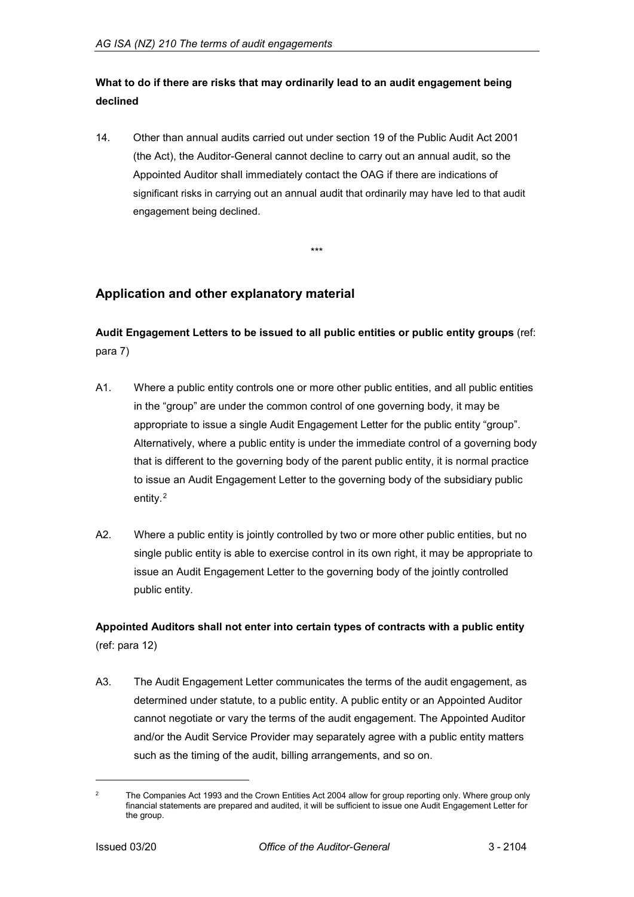**What to do if there are risks that may ordinarily lead to an audit engagement being declined**

14. Other than annual audits carried out under section 19 of the Public Audit Act 2001 (the Act), the Auditor-General cannot decline to carry out an annual audit, so the Appointed Auditor shall immediately contact the OAG if there are indications of significant risks in carrying out an annual audit that ordinarily may have led to that audit engagement being declined.

\*\*\*

## Application and other explanatory material

**Audit Engagement Letters to be issued to all public entities or public entity groups** (ref: para 7)

A1. Where a public entity controls one or more other public entities, and all public entities in the "group" are under the common control of one governing body, it may be appropriate to issue a single Audit Engagement Letter for the public entity "group". Alternatively, where a public entity is under the immediate control of a governing body that is different to the governing body of the parent public entity, it is normal practice to issue an Audit Engagement Letter to the governing body of the subsidiary public entity.[2]

A2. Where a public entity is jointly controlled by two or more other public entities, but no single public entity is able to exercise control in its own right, it may be appropriate to issue an Audit Engagement Letter to the governing body of the jointly controlled public entity.

**Appointed Auditors shall not enter into certain types of contracts with a public entity** (ref: para 12)

A3. The Audit Engagement Letter communicates the terms of the audit engagement, as determined under statute, to a public entity. A public entity or an Appointed Auditor cannot negotiate or vary the terms of the audit engagement. The Appointed Auditor and/or the Audit Service Provider may separately agree with a public entity matters such as the timing of the audit, billing arrangements, and so on.

[2] The Companies Act 1993 and the Crown Entities Act 2004 allow for group reporting only. Where group only financial statements are prepared and audited, it will be sufficient to issue one Audit Engagement Letter for the group.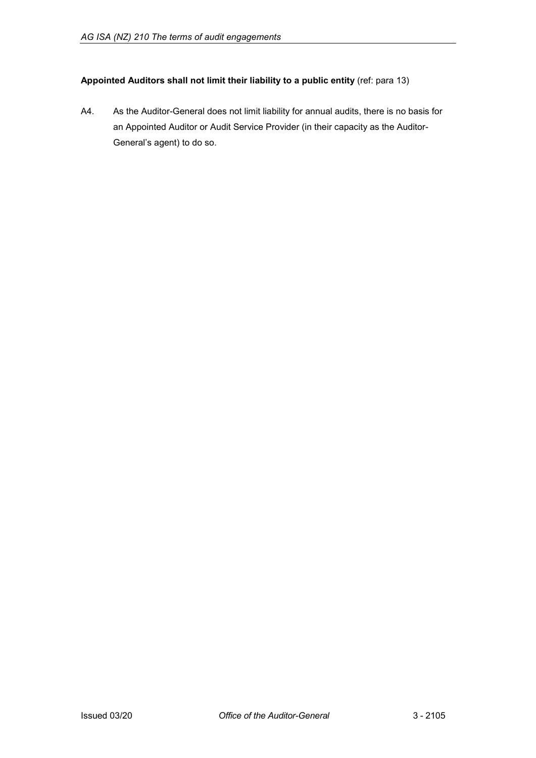**Appointed Auditors shall not limit their liability to a public entity** (ref: para 13)

A4. As the Auditor-General does not limit liability for annual audits, there is no basis for an Appointed Auditor or Audit Service Provider (in their capacity as the Auditor-General's agent) to do so.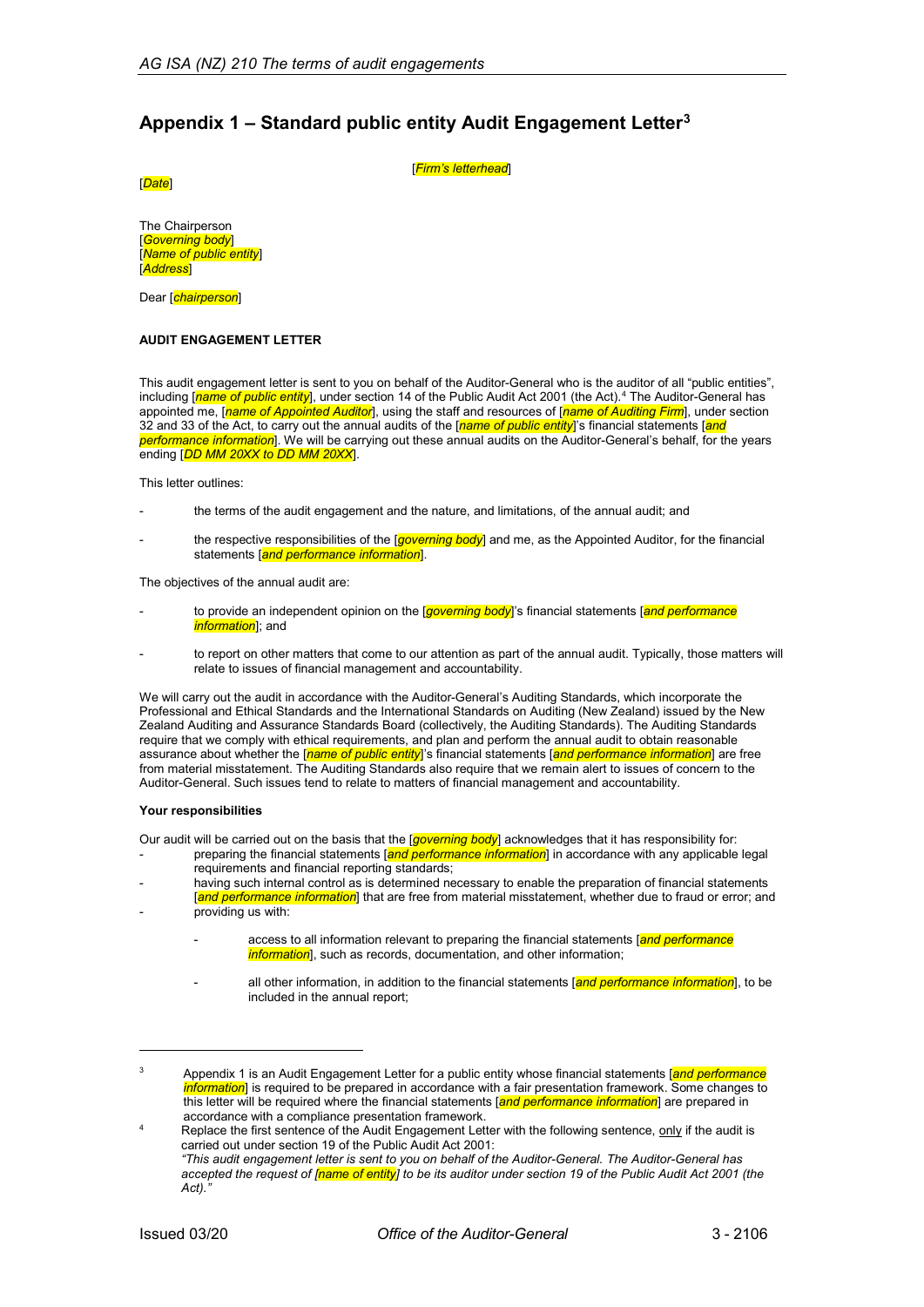# Appendix 1 – Standard public entity Audit Engagement Letter[3]

[*Firm's letterhead*]

[*Date*]

The Chairperson
[*Governing body*]
[*Name of public entity*]
[*Address*]

Dear [*chairperson*]

**AUDIT ENGAGEMENT LETTER**

This audit engagement letter is sent to you on behalf of the Auditor-General who is the auditor of all "public entities", including [*name of public entity*], under section 14 of the Public Audit Act 2001 (the Act).[4] The Auditor-General has appointed me, [*name of Appointed Auditor*], using the staff and resources of [*name of Auditing Firm*], under section 32 and 33 of the Act, to carry out the annual audits of the [*name of public entity*]'s financial statements [*and performance information*]. We will be carrying out these annual audits on the Auditor-General's behalf, for the years ending [*DD MM 20XX to DD MM 20XX*].

This letter outlines:

- the terms of the audit engagement and the nature, and limitations, of the annual audit; and
- the respective responsibilities of the [*governing body*] and me, as the Appointed Auditor, for the financial statements [*and performance information*].

The objectives of the annual audit are:

- to provide an independent opinion on the [*governing body*]'s financial statements [*and performance information*]; and
- to report on other matters that come to our attention as part of the annual audit. Typically, those matters will relate to issues of financial management and accountability.

We will carry out the audit in accordance with the Auditor-General's Auditing Standards, which incorporate the Professional and Ethical Standards and the International Standards on Auditing (New Zealand) issued by the New Zealand Auditing and Assurance Standards Board (collectively, the Auditing Standards). The Auditing Standards require that we comply with ethical requirements, and plan and perform the annual audit to obtain reasonable assurance about whether the [*name of public entity*]'s financial statements [*and performance information*] are free from material misstatement. The Auditing Standards also require that we remain alert to issues of concern to the Auditor-General. Such issues tend to relate to matters of financial management and accountability.

**Your responsibilities**

Our audit will be carried out on the basis that the [*governing body*] acknowledges that it has responsibility for:

- preparing the financial statements [*and performance information*] in accordance with any applicable legal requirements and financial reporting standards;
- having such internal control as is determined necessary to enable the preparation of financial statements [*and performance information*] that are free from material misstatement, whether due to fraud or error; and
- providing us with:
  - access to all information relevant to preparing the financial statements [*and performance information*], such as records, documentation, and other information;
  - all other information, in addition to the financial statements [*and performance information*], to be included in the annual report;

---

[3] Appendix 1 is an Audit Engagement Letter for a public entity whose financial statements [*and performance information*] is required to be prepared in accordance with a fair presentation framework. Some changes to this letter will be required where the financial statements [*and performance information*] are prepared in accordance with a compliance presentation framework.

[4] Replace the first sentence of the Audit Engagement Letter with the following sentence, only if the audit is carried out under section 19 of the Public Audit Act 2001:
*"This audit engagement letter is sent to you on behalf of the Auditor-General. The Auditor-General has accepted the request of [name of entity] to be its auditor under section 19 of the Public Audit Act 2001 (the Act)."*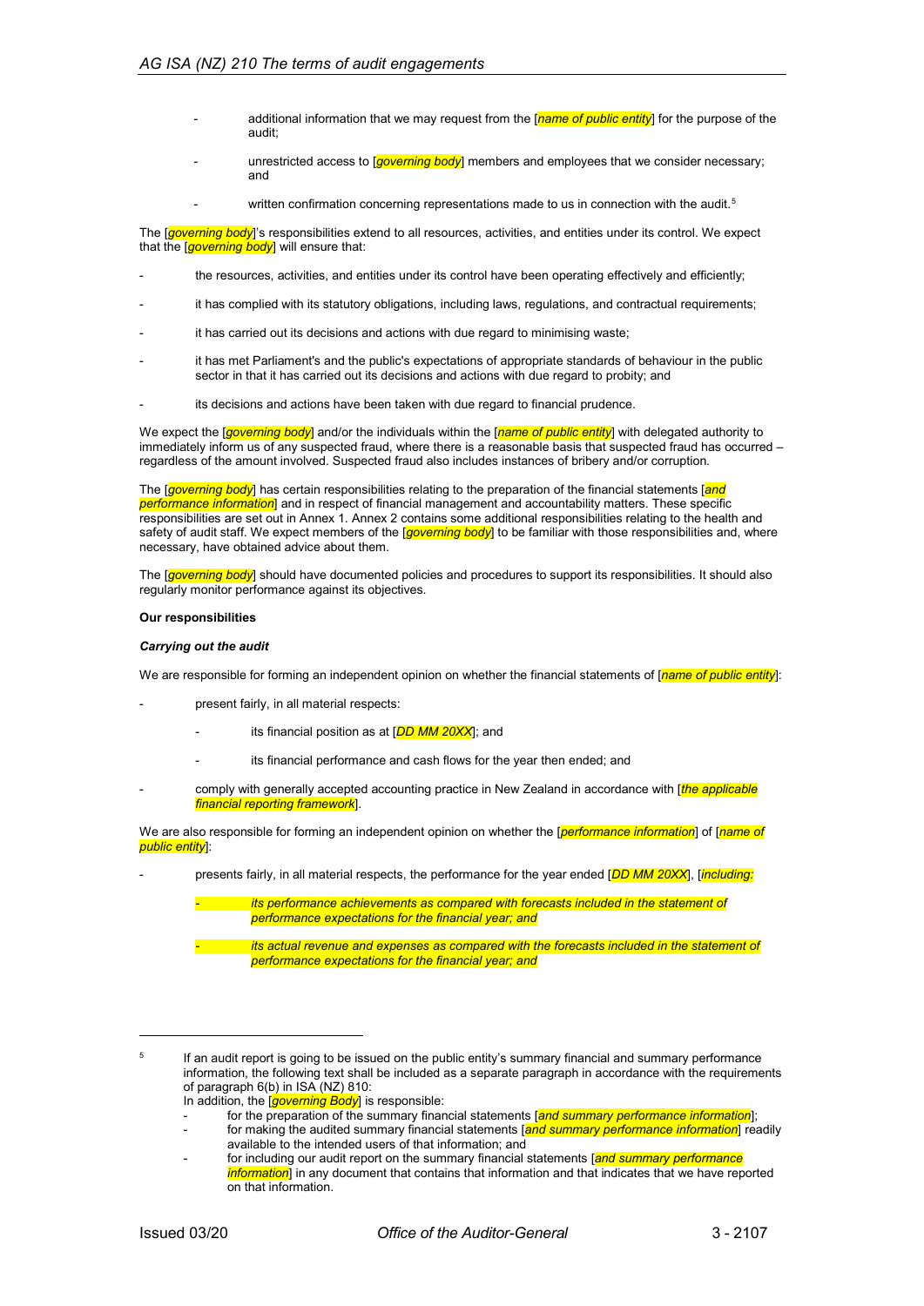- additional information that we may request from the [*name of public entity*] for the purpose of the audit;

- unrestricted access to [*governing body*] members and employees that we consider necessary; and

- written confirmation concerning representations made to us in connection with the audit.[5]

The [*governing body*]'s responsibilities extend to all resources, activities, and entities under its control. We expect that the [*governing body*] will ensure that:

- the resources, activities, and entities under its control have been operating effectively and efficiently;
- it has complied with its statutory obligations, including laws, regulations, and contractual requirements;
- it has carried out its decisions and actions with due regard to minimising waste;
- it has met Parliament's and the public's expectations of appropriate standards of behaviour in the public sector in that it has carried out its decisions and actions with due regard to probity; and
- its decisions and actions have been taken with due regard to financial prudence.

We expect the [*governing body*] and/or the individuals within the [*name of public entity*] with delegated authority to immediately inform us of any suspected fraud, where there is a reasonable basis that suspected fraud has occurred – regardless of the amount involved. Suspected fraud also includes instances of bribery and/or corruption.

The [*governing body*] has certain responsibilities relating to the preparation of the financial statements [*and performance information*] and in respect of financial management and accountability matters. These specific responsibilities are set out in Annex 1. Annex 2 contains some additional responsibilities relating to the health and safety of audit staff. We expect members of the [*governing body*] to be familiar with those responsibilities and, where necessary, have obtained advice about them.

The [*governing body*] should have documented policies and procedures to support its responsibilities. It should also regularly monitor performance against its objectives.

**Our responsibilities**

***Carrying out the audit***

We are responsible for forming an independent opinion on whether the financial statements of [*name of public entity*]:

- present fairly, in all material respects:
  - its financial position as at [*DD MM 20XX*]; and
  - its financial performance and cash flows for the year then ended; and
- comply with generally accepted accounting practice in New Zealand in accordance with [*the applicable financial reporting framework*].

We are also responsible for forming an independent opinion on whether the [*performance information*] of [*name of public entity*]:

- presents fairly, in all material respects, the performance for the year ended [*DD MM 20XX*], [*including:*
  - *its performance achievements as compared with forecasts included in the statement of performance expectations for the financial year; and*
  - *its actual revenue and expenses as compared with the forecasts included in the statement of performance expectations for the financial year; and*

---

[5] If an audit report is going to be issued on the public entity's summary financial and summary performance information, the following text shall be included as a separate paragraph in accordance with the requirements of paragraph 6(b) in ISA (NZ) 810:
In addition, the [*governing Body*] is responsible:
- for the preparation of the summary financial statements [*and summary performance information*];
- for making the audited summary financial statements [*and summary performance information*] readily available to the intended users of that information; and
- for including our audit report on the summary financial statements [*and summary performance information*] in any document that contains that information and that indicates that we have reported on that information.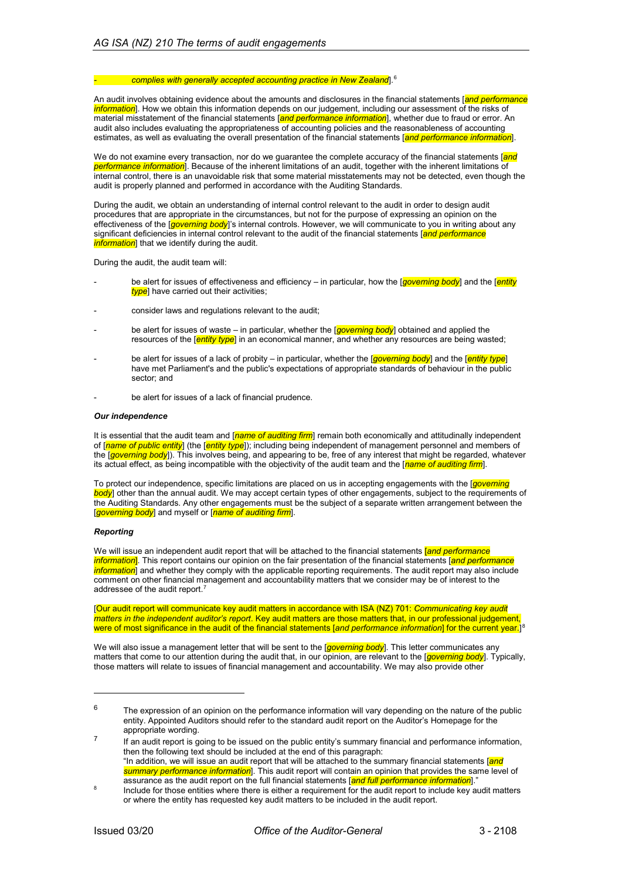- *complies with generally accepted accounting practice in New Zealand*].[6]

An audit involves obtaining evidence about the amounts and disclosures in the financial statements [*and performance information*]. How we obtain this information depends on our judgement, including our assessment of the risks of material misstatement of the financial statements [*and performance information*], whether due to fraud or error. An audit also includes evaluating the appropriateness of accounting policies and the reasonableness of accounting estimates, as well as evaluating the overall presentation of the financial statements [*and performance information*].

We do not examine every transaction, nor do we guarantee the complete accuracy of the financial statements [*and performance information*]. Because of the inherent limitations of an audit, together with the inherent limitations of internal control, there is an unavoidable risk that some material misstatements may not be detected, even though the audit is properly planned and performed in accordance with the Auditing Standards.

During the audit, we obtain an understanding of internal control relevant to the audit in order to design audit procedures that are appropriate in the circumstances, but not for the purpose of expressing an opinion on the effectiveness of the [*governing body*]'s internal controls. However, we will communicate to you in writing about any significant deficiencies in internal control relevant to the audit of the financial statements [*and performance information*] that we identify during the audit.

During the audit, the audit team will:

- be alert for issues of effectiveness and efficiency – in particular, how the [*governing body*] and the [*entity type*] have carried out their activities;
- consider laws and regulations relevant to the audit;
- be alert for issues of waste – in particular, whether the [*governing body*] obtained and applied the resources of the [*entity type*] in an economical manner, and whether any resources are being wasted;
- be alert for issues of a lack of probity – in particular, whether the [*governing body*] and the [*entity type*] have met Parliament's and the public's expectations of appropriate standards of behaviour in the public sector; and
- be alert for issues of a lack of financial prudence.

***Our independence***

It is essential that the audit team and [*name of auditing firm*] remain both economically and attitudinally independent of [*name of public entity*] (the [*entity type*]); including being independent of management personnel and members of the [*governing body*]). This involves being, and appearing to be, free of any interest that might be regarded, whatever its actual effect, as being incompatible with the objectivity of the audit team and the [*name of auditing firm*].

To protect our independence, specific limitations are placed on us in accepting engagements with the [*governing body*] other than the annual audit. We may accept certain types of other engagements, subject to the requirements of the Auditing Standards. Any other engagements must be the subject of a separate written arrangement between the [*governing body*] and myself or [*name of auditing firm*].

***Reporting***

We will issue an independent audit report that will be attached to the financial statements [*and performance information*]. This report contains our opinion on the fair presentation of the financial statements [*and performance information*] and whether they comply with the applicable reporting requirements. The audit report may also include comment on other financial management and accountability matters that we consider may be of interest to the addressee of the audit report.[7]

[Our audit report will communicate key audit matters in accordance with ISA (NZ) 701: *Communicating key audit matters in the independent auditor's report*. Key audit matters are those matters that, in our professional judgement, were of most significance in the audit of the financial statements [*and performance information*] for the current year.][8]

We will also issue a management letter that will be sent to the [*governing body*]. This letter communicates any matters that come to our attention during the audit that, in our opinion, are relevant to the [*governing body*]. Typically, those matters will relate to issues of financial management and accountability. We may also provide other

---

[6] The expression of an opinion on the performance information will vary depending on the nature of the public entity. Appointed Auditors should refer to the standard audit report on the Auditor's Homepage for the appropriate wording.

[7] If an audit report is going to be issued on the public entity's summary financial and performance information, then the following text should be included at the end of this paragraph:
"In addition, we will issue an audit report that will be attached to the summary financial statements [*and summary performance information*]. This audit report will contain an opinion that provides the same level of assurance as the audit report on the full financial statements [*and full performance information*]."

[8] Include for those entities where there is either a requirement for the audit report to include key audit matters or where the entity has requested key audit matters to be included in the audit report.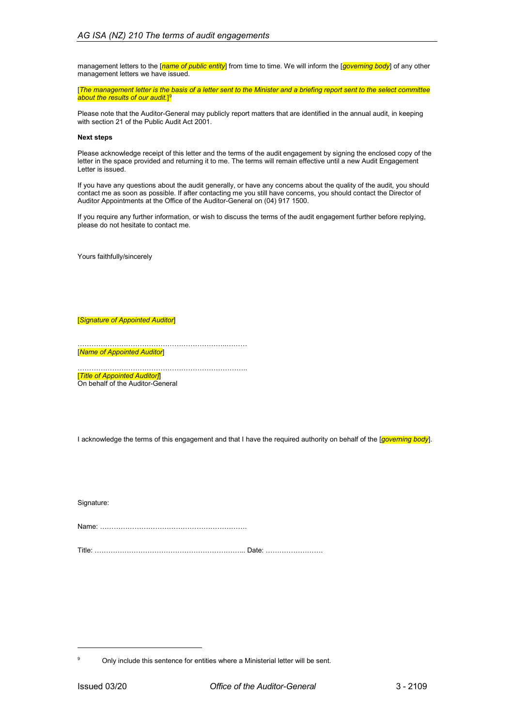management letters to the [*name of public entity*] from time to time. We will inform the [*governing body*] of any other management letters we have issued.

[*The management letter is the basis of a letter sent to the Minister and a briefing report sent to the select committee about the results of our audit.*][9]

Please note that the Auditor-General may publicly report matters that are identified in the annual audit, in keeping with section 21 of the Public Audit Act 2001.

**Next steps**

Please acknowledge receipt of this letter and the terms of the audit engagement by signing the enclosed copy of the letter in the space provided and returning it to me. The terms will remain effective until a new Audit Engagement Letter is issued.

If you have any questions about the audit generally, or have any concerns about the quality of the audit, you should contact me as soon as possible. If after contacting me you still have concerns, you should contact the Director of Auditor Appointments at the Office of the Auditor-General on (04) 917 1500.

If you require any further information, or wish to discuss the terms of the audit engagement further before replying, please do not hesitate to contact me.

Yours faithfully/sincerely

[*Signature of Appointed Auditor*]

………………………………………………………………
[*Name of Appointed Auditor*]

………………………………………………………………
[*Title of Appointed Auditor*]
On behalf of the Auditor-General

I acknowledge the terms of this engagement and that I have the required authority on behalf of the [*governing body*].

Signature:

Name: ……………………………………………………….

Title: ……………………………………………………….. Date: …………………….

[9] Only include this sentence for entities where a Ministerial letter will be sent.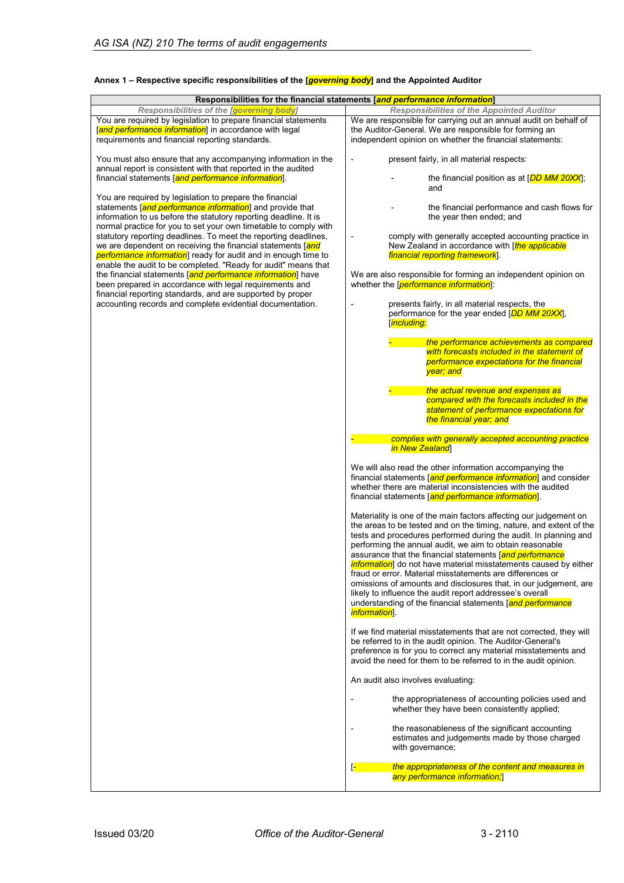**Annex 1 – Respective specific responsibilities of the [*governing body*] and the Appointed Auditor**

| Responsibilities for the financial statements [*and performance information*] | |
|---|---|
| *Responsibilities of the [governing body]* | *Responsibilities of the Appointed Auditor* |
| You are required by legislation to prepare financial statements [*and performance information*] in accordance with legal requirements and financial reporting standards.<br><br>You must also ensure that any accompanying information in the annual report is consistent with that reported in the audited financial statements [*and performance information*].<br><br>You are required by legislation to prepare the financial statements [*and performance information*] and provide that information to us before the statutory reporting deadline. It is normal practice for you to set your own timetable to comply with statutory reporting deadlines. To meet the reporting deadlines, we are dependent on receiving the financial statements [*and performance information*] ready for audit and in enough time to enable the audit to be completed. "Ready for audit" means that the financial statements [*and performance information*] have been prepared in accordance with legal requirements and financial reporting standards, and are supported by proper accounting records and complete evidential documentation. | We are responsible for carrying out an annual audit on behalf of the Auditor-General. We are responsible for forming an independent opinion on whether the financial statements:<br><br>- present fairly, in all material respects:<br>  - the financial position as at [*DD MM 20XX*]; and<br>  - the financial performance and cash flows for the year then ended; and<br>- comply with generally accepted accounting practice in New Zealand in accordance with [*the applicable financial reporting framework*].<br><br>We are also responsible for forming an independent opinion on whether the [*performance information*]:<br><br>- presents fairly, in all material respects, the performance for the year ended [*DD MM 20XX*], [*including:*<br>  - *the performance achievements as compared with forecasts included in the statement of performance expectations for the financial year; and*<br>  - *the actual revenue and expenses as compared with the forecasts included in the statement of performance expectations for the financial year; and*<br>- *complies with generally accepted accounting practice in New Zealand*]<br><br>We will also read the other information accompanying the financial statements [*and performance information*] and consider whether there are material inconsistencies with the audited financial statements [*and performance information*].<br><br>Materiality is one of the main factors affecting our judgement on the areas to be tested and on the timing, nature, and extent of the tests and procedures performed during the audit. In planning and performing the annual audit, we aim to obtain reasonable assurance that the financial statements [*and performance information*] do not have material misstatements caused by either fraud or error. Material misstatements are differences or omissions of amounts and disclosures that, in our judgement, are likely to influence the audit report addressee's overall understanding of the financial statements [*and performance information*].<br><br>If we find material misstatements that are not corrected, they will be referred to in the audit opinion. The Auditor-General's preference is for you to correct any material misstatements and avoid the need for them to be referred to in the audit opinion.<br><br>An audit also involves evaluating:<br><br>- the appropriateness of accounting policies used and whether they have been consistently applied;<br>- the reasonableness of the significant accounting estimates and judgements made by those charged with governance;<br>[- *the appropriateness of the content and measures in any performance information;*] |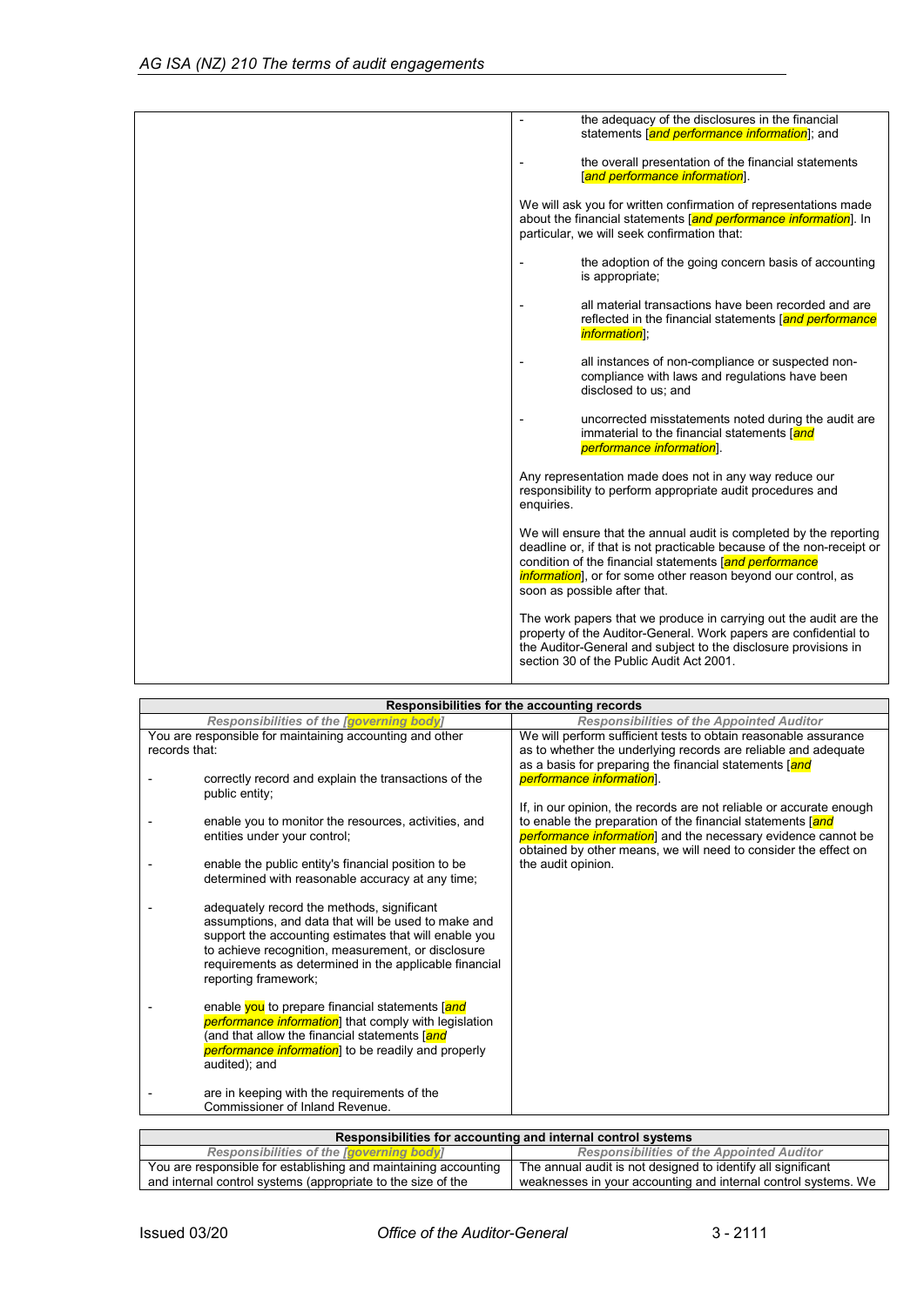| | |
|---|---|
| | - the adequacy of the disclosures in the financial statements [*and performance information*]; and<br><br>- the overall presentation of the financial statements [*and performance information*].<br><br>We will ask you for written confirmation of representations made about the financial statements [*and performance information*]. In particular, we will seek confirmation that:<br><br>- the adoption of the going concern basis of accounting is appropriate;<br><br>- all material transactions have been recorded and are reflected in the financial statements [*and performance information*];<br><br>- all instances of non-compliance or suspected non-compliance with laws and regulations have been disclosed to us; and<br><br>- uncorrected misstatements noted during the audit are immaterial to the financial statements [*and performance information*].<br><br>Any representation made does not in any way reduce our responsibility to perform appropriate audit procedures and enquiries.<br><br>We will ensure that the annual audit is completed by the reporting deadline or, if that is not practicable because of the non-receipt or condition of the financial statements [*and performance information*], or for some other reason beyond our control, as soon as possible after that.<br><br>The work papers that we produce in carrying out the audit are the property of the Auditor-General. Work papers are confidential to the Auditor-General and subject to the disclosure provisions in section 30 of the Public Audit Act 2001. |

| Responsibilities for the accounting records | |
|---|---|
| ***Responsibilities of the [governing body]*** | ***Responsibilities of the Appointed Auditor*** |
| You are responsible for maintaining accounting and other records that:<br><br>- correctly record and explain the transactions of the public entity;<br><br>- enable you to monitor the resources, activities, and entities under your control;<br><br>- enable the public entity's financial position to be determined with reasonable accuracy at any time;<br><br>- adequately record the methods, significant assumptions, and data that will be used to make and support the accounting estimates that will enable you to achieve recognition, measurement, or disclosure requirements as determined in the applicable financial reporting framework;<br><br>- enable you to prepare financial statements [*and performance information*] that comply with legislation (and that allow the financial statements [*and performance information*] to be readily and properly audited); and<br><br>- are in keeping with the requirements of the Commissioner of Inland Revenue. | We will perform sufficient tests to obtain reasonable assurance as to whether the underlying records are reliable and adequate as a basis for preparing the financial statements [*and performance information*].<br><br>If, in our opinion, the records are not reliable or accurate enough to enable the preparation of the financial statements [*and performance information*] and the necessary evidence cannot be obtained by other means, we will need to consider the effect on the audit opinion. |

| Responsibilities for accounting and internal control systems | |
|---|---|
| ***Responsibilities of the [governing body]*** | ***Responsibilities of the Appointed Auditor*** |
| You are responsible for establishing and maintaining accounting and internal control systems (appropriate to the size of the | The annual audit is not designed to identify all significant weaknesses in your accounting and internal control systems. We |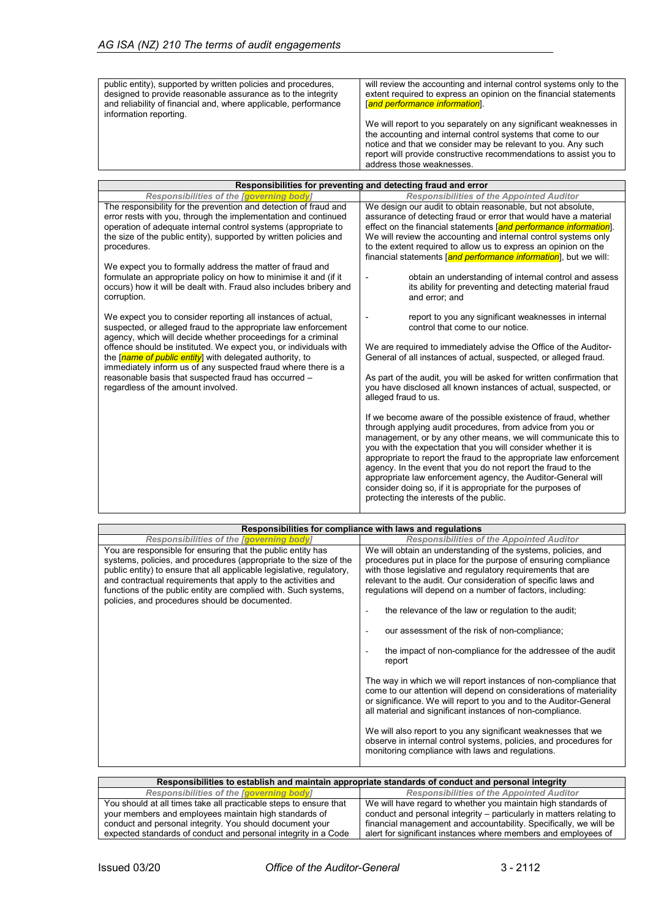| | |
|---|---|
| public entity), supported by written policies and procedures, designed to provide reasonable assurance as to the integrity and reliability of financial and, where applicable, performance information reporting. | will review the accounting and internal control systems only to the extent required to express an opinion on the financial statements [*and performance information*].<br><br>We will report to you separately on any significant weaknesses in the accounting and internal control systems that come to our notice and that we consider may be relevant to you. Any such report will provide constructive recommendations to assist you to address those weaknesses. |

| Responsibilities for preventing and detecting fraud and error | |
|---|---|
| ***Responsibilities of the [governing body]*** | ***Responsibilities of the Appointed Auditor*** |
| The responsibility for the prevention and detection of fraud and error rests with you, through the implementation and continued operation of adequate internal control systems (appropriate to the size of the public entity), supported by written policies and procedures.<br><br>We expect you to formally address the matter of fraud and formulate an appropriate policy on how to minimise it and (if it occurs) how it will be dealt with. Fraud also includes bribery and corruption.<br><br>We expect you to consider reporting all instances of actual, suspected, or alleged fraud to the appropriate law enforcement agency, which will decide whether proceedings for a criminal offence should be instituted. We expect you, or individuals with the [*name of public entity*] with delegated authority, to immediately inform us of any suspected fraud where there is a reasonable basis that suspected fraud has occurred – regardless of the amount involved. | We design our audit to obtain reasonable, but not absolute, assurance of detecting fraud or error that would have a material effect on the financial statements [*and performance information*]. We will review the accounting and internal control systems only to the extent required to allow us to express an opinion on the financial statements [*and performance information*], but we will:<br><br>- obtain an understanding of internal control and assess its ability for preventing and detecting material fraud and error; and<br>- report to you any significant weaknesses in internal control that come to our notice.<br><br>We are required to immediately advise the Office of the Auditor-General of all instances of actual, suspected, or alleged fraud.<br><br>As part of the audit, you will be asked for written confirmation that you have disclosed all known instances of actual, suspected, or alleged fraud to us.<br><br>If we become aware of the possible existence of fraud, whether through applying audit procedures, from advice from you or management, or by any other means, we will communicate this to you with the expectation that you will consider whether it is appropriate to report the fraud to the appropriate law enforcement agency. In the event that you do not report the fraud to the appropriate law enforcement agency, the Auditor-General will consider doing so, if it is appropriate for the purposes of protecting the interests of the public. |

| Responsibilities for compliance with laws and regulations | |
|---|---|
| ***Responsibilities of the [governing body]*** | ***Responsibilities of the Appointed Auditor*** |
| You are responsible for ensuring that the public entity has systems, policies, and procedures (appropriate to the size of the public entity) to ensure that all applicable legislative, regulatory, and contractual requirements that apply to the activities and functions of the public entity are complied with. Such systems, policies, and procedures should be documented. | We will obtain an understanding of the systems, policies, and procedures put in place for the purpose of ensuring compliance with those legislative and regulatory requirements that are relevant to the audit. Our consideration of specific laws and regulations will depend on a number of factors, including:<br><br>- the relevance of the law or regulation to the audit;<br>- our assessment of the risk of non-compliance;<br>- the impact of non-compliance for the addressee of the audit report<br><br>The way in which we will report instances of non-compliance that come to our attention will depend on considerations of materiality or significance. We will report to you and to the Auditor-General all material and significant instances of non-compliance.<br><br>We will also report to you any significant weaknesses that we observe in internal control systems, policies, and procedures for monitoring compliance with laws and regulations. |

| Responsibilities to establish and maintain appropriate standards of conduct and personal integrity | |
|---|---|
| ***Responsibilities of the [governing body]*** | ***Responsibilities of the Appointed Auditor*** |
| You should at all times take all practicable steps to ensure that your members and employees maintain high standards of conduct and personal integrity. You should document your expected standards of conduct and personal integrity in a Code | We will have regard to whether you maintain high standards of conduct and personal integrity – particularly in matters relating to financial management and accountability. Specifically, we will be alert for significant instances where members and employees of |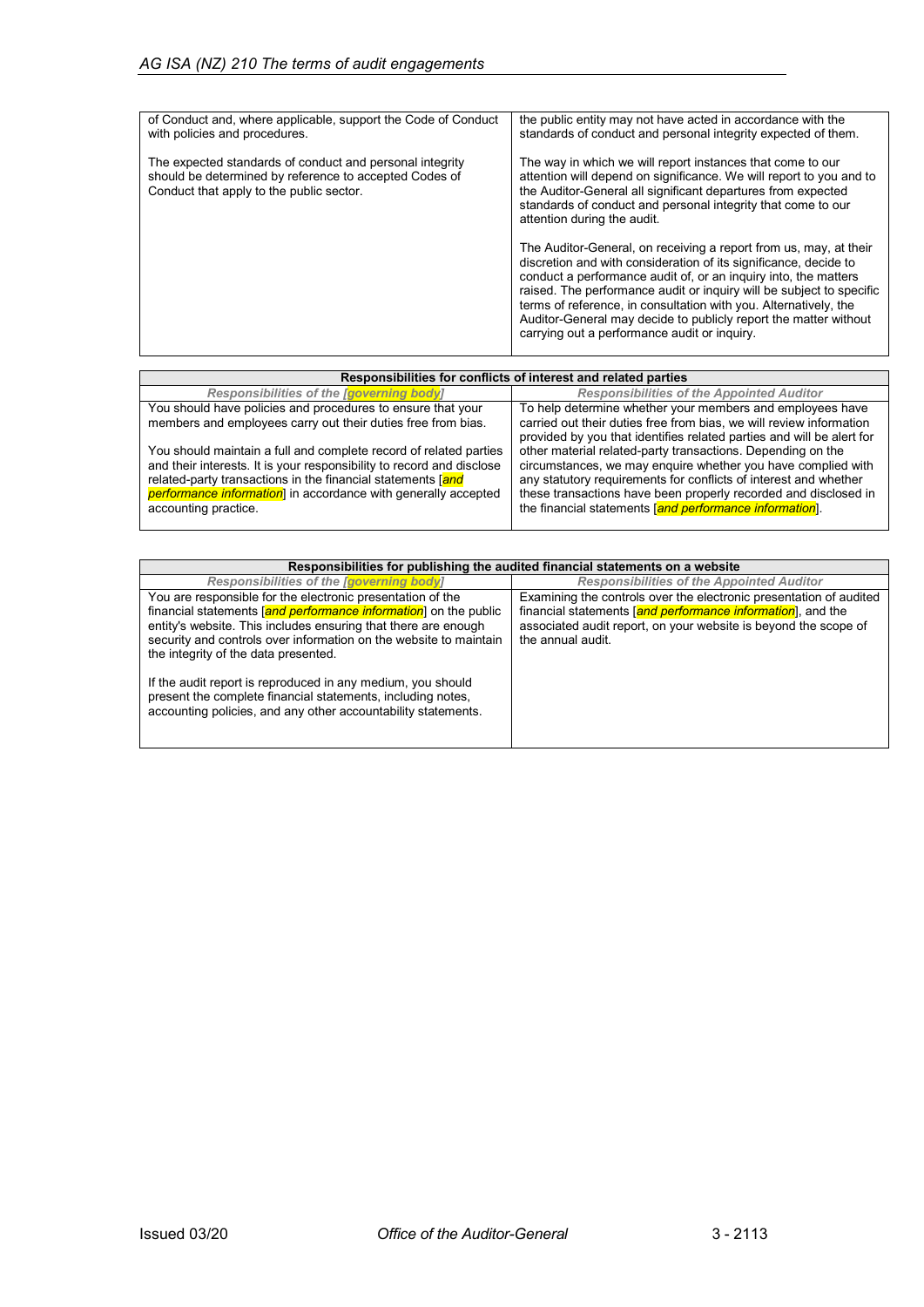| | |
|---|---|
| of Conduct and, where applicable, support the Code of Conduct with policies and procedures.<br><br>The expected standards of conduct and personal integrity should be determined by reference to accepted Codes of Conduct that apply to the public sector. | the public entity may not have acted in accordance with the standards of conduct and personal integrity expected of them.<br><br>The way in which we will report instances that come to our attention will depend on significance. We will report to you and to the Auditor-General all significant departures from expected standards of conduct and personal integrity that come to our attention during the audit.<br><br>The Auditor-General, on receiving a report from us, may, at their discretion and with consideration of its significance, decide to conduct a performance audit of, or an inquiry into, the matters raised. The performance audit or inquiry will be subject to specific terms of reference, in consultation with you. Alternatively, the Auditor-General may decide to publicly report the matter without carrying out a performance audit or inquiry. |

| **Responsibilities for conflicts of interest and related parties** | |
|---|---|
| ***Responsibilities of the [governing body]*** | ***Responsibilities of the Appointed Auditor*** |
| You should have policies and procedures to ensure that your members and employees carry out their duties free from bias.<br><br>You should maintain a full and complete record of related parties and their interests. It is your responsibility to record and disclose related-party transactions in the financial statements [*and performance information*] in accordance with generally accepted accounting practice. | To help determine whether your members and employees have carried out their duties free from bias, we will review information provided by you that identifies related parties and will be alert for other material related-party transactions. Depending on the circumstances, we may enquire whether you have complied with any statutory requirements for conflicts of interest and whether these transactions have been properly recorded and disclosed in the financial statements [*and performance information*]. |

| **Responsibilities for publishing the audited financial statements on a website** | |
|---|---|
| ***Responsibilities of the [governing body]*** | ***Responsibilities of the Appointed Auditor*** |
| You are responsible for the electronic presentation of the financial statements [*and performance information*] on the public entity's website. This includes ensuring that there are enough security and controls over information on the website to maintain the integrity of the data presented.<br><br>If the audit report is reproduced in any medium, you should present the complete financial statements, including notes, accounting policies, and any other accountability statements. | Examining the controls over the electronic presentation of audited financial statements [*and performance information*], and the associated audit report, on your website is beyond the scope of the annual audit. |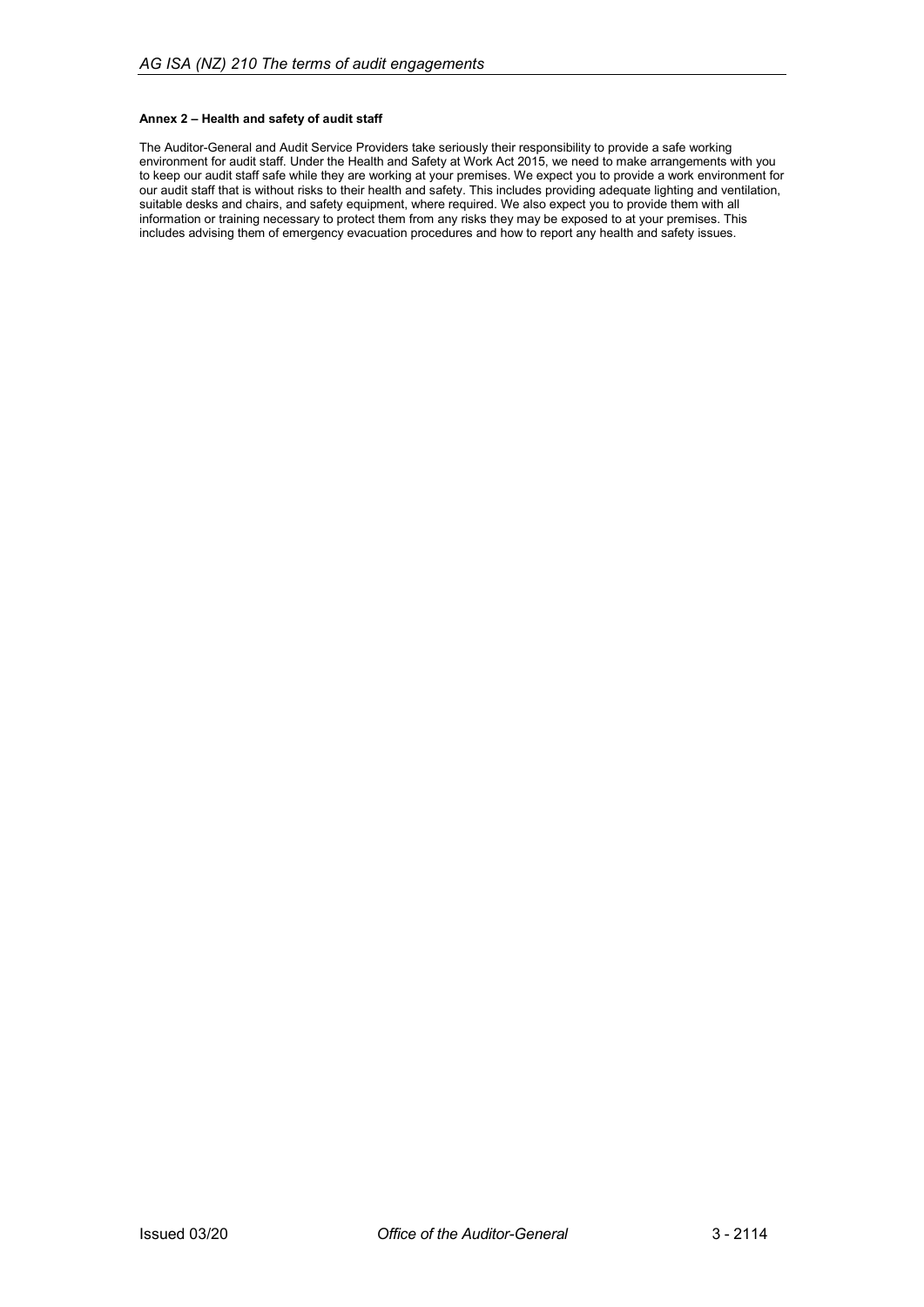**Annex 2 – Health and safety of audit staff**

The Auditor-General and Audit Service Providers take seriously their responsibility to provide a safe working environment for audit staff. Under the Health and Safety at Work Act 2015, we need to make arrangements with you to keep our audit staff safe while they are working at your premises. We expect you to provide a work environment for our audit staff that is without risks to their health and safety. This includes providing adequate lighting and ventilation, suitable desks and chairs, and safety equipment, where required. We also expect you to provide them with all information or training necessary to protect them from any risks they may be exposed to at your premises. This includes advising them of emergency evacuation procedures and how to report any health and safety issues.